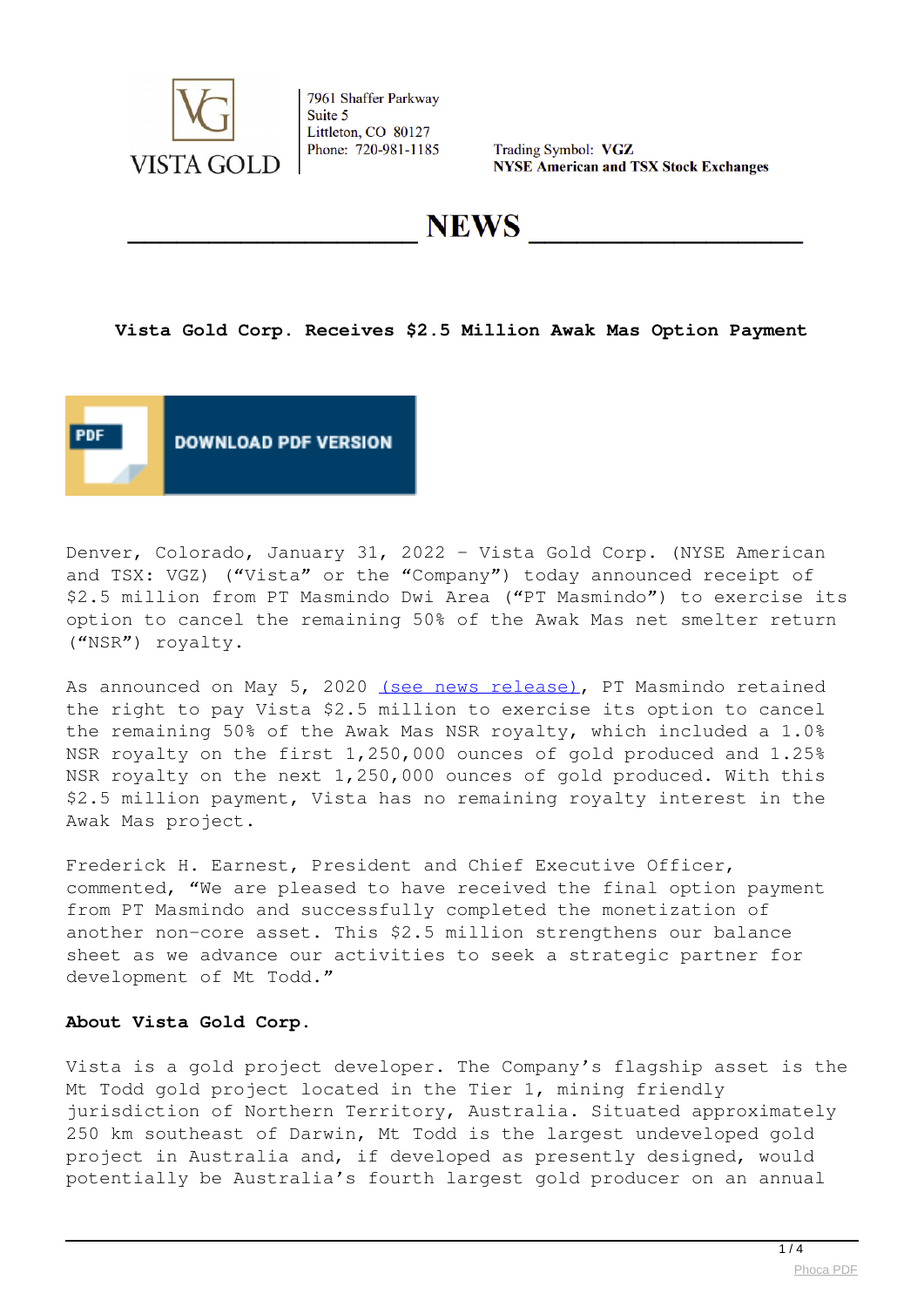VISTA GOLD

7961 Shaffer Parkway
Suite 5
Littleton, CO 80127
Phone: 720-981-1185

Trading Symbol: **VGZ**
**NYSE American and TSX Stock Exchanges**

# NEWS

## Vista Gold Corp. Receives $2.5 Million Awak Mas Option Payment

DOWNLOAD PDF VERSION

Denver, Colorado, January 31, 2022 – Vista Gold Corp. (NYSE American and TSX: VGZ) ("Vista" or the "Company") today announced receipt of $2.5 million from PT Masmindo Dwi Area ("PT Masmindo") to exercise its option to cancel the remaining 50% of the Awak Mas net smelter return ("NSR") royalty.

As announced on May 5, 2020 (see news release), PT Masmindo retained the right to pay Vista $2.5 million to exercise its option to cancel the remaining 50% of the Awak Mas NSR royalty, which included a 1.0% NSR royalty on the first 1,250,000 ounces of gold produced and 1.25% NSR royalty on the next 1,250,000 ounces of gold produced. With this $2.5 million payment, Vista has no remaining royalty interest in the Awak Mas project.

Frederick H. Earnest, President and Chief Executive Officer, commented, "We are pleased to have received the final option payment from PT Masmindo and successfully completed the monetization of another non-core asset. This $2.5 million strengthens our balance sheet as we advance our activities to seek a strategic partner for development of Mt Todd."

**About Vista Gold Corp.**

Vista is a gold project developer. The Company's flagship asset is the Mt Todd gold project located in the Tier 1, mining friendly jurisdiction of Northern Territory, Australia. Situated approximately 250 km southeast of Darwin, Mt Todd is the largest undeveloped gold project in Australia and, if developed as presently designed, would potentially be Australia's fourth largest gold producer on an annual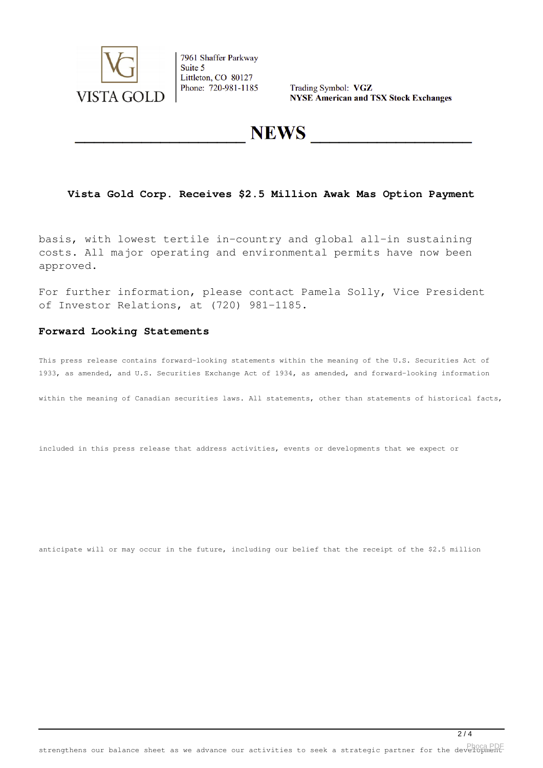# Vista Gold Corp. Receives $2.5 Million Awak Mas Option Payment

basis, with lowest tertile in-country and global all-in sustaining costs. All major operating and environmental permits have now been approved.

For further information, please contact Pamela Solly, Vice President of Investor Relations, at (720) 981-1185.

### Forward Looking Statements

This press release contains forward-looking statements within the meaning of the U.S. Securities Act of 1933, as amended, and U.S. Securities Exchange Act of 1934, as amended, and forward-looking information within the meaning of Canadian securities laws. All statements, other than statements of historical facts, included in this press release that address activities, events or developments that we expect or anticipate will or may occur in the future, including our belief that the receipt of the $2.5 million strengthens our balance sheet as we advance our activities to seek a strategic partner for the development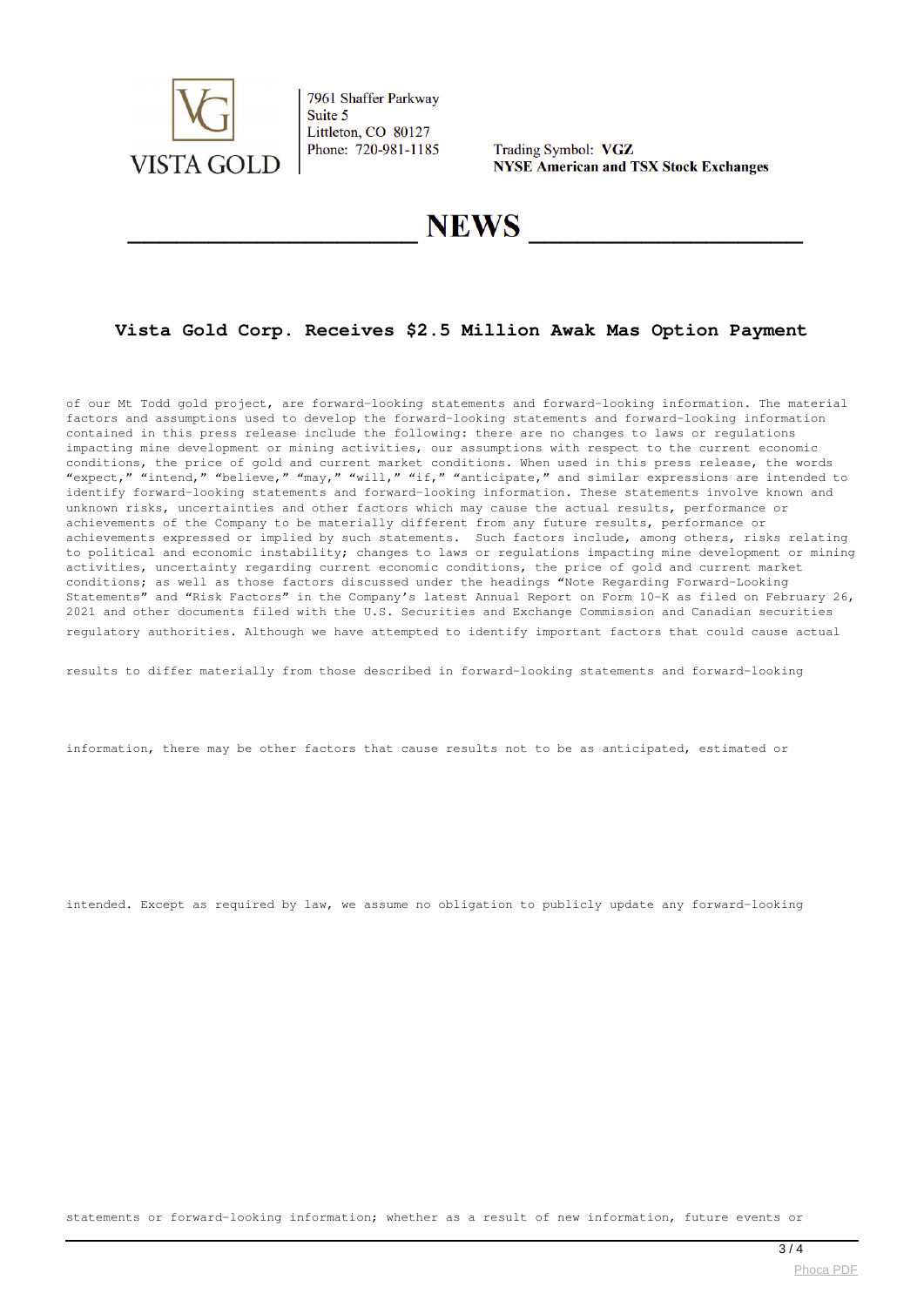7961 Shaffer Parkway
Suite 5
Littleton, CO 80127
Phone: 720-981-1185

Trading Symbol: **VGZ**
**NYSE American and TSX Stock Exchanges**

# NEWS

## Vista Gold Corp. Receives $2.5 Million Awak Mas Option Payment

of our Mt Todd gold project, are forward-looking statements and forward-looking information. The material factors and assumptions used to develop the forward-looking statements and forward-looking information contained in this press release include the following: there are no changes to laws or regulations impacting mine development or mining activities, our assumptions with respect to the current economic conditions, the price of gold and current market conditions. When used in this press release, the words "expect," "intend," "believe," "may," "will," "if," "anticipate," and similar expressions are intended to identify forward-looking statements and forward-looking information. These statements involve known and unknown risks, uncertainties and other factors which may cause the actual results, performance or achievements of the Company to be materially different from any future results, performance or achievements expressed or implied by such statements. Such factors include, among others, risks relating to political and economic instability; changes to laws or regulations impacting mine development or mining activities, uncertainty regarding current economic conditions, the price of gold and current market conditions; as well as those factors discussed under the headings "Note Regarding Forward-Looking Statements" and "Risk Factors" in the Company's latest Annual Report on Form 10-K as filed on February 26, 2021 and other documents filed with the U.S. Securities and Exchange Commission and Canadian securities regulatory authorities. Although we have attempted to identify important factors that could cause actual results to differ materially from those described in forward-looking statements and forward-looking information, there may be other factors that cause results not to be as anticipated, estimated or intended. Except as required by law, we assume no obligation to publicly update any forward-looking statements or forward-looking information; whether as a result of new information, future events or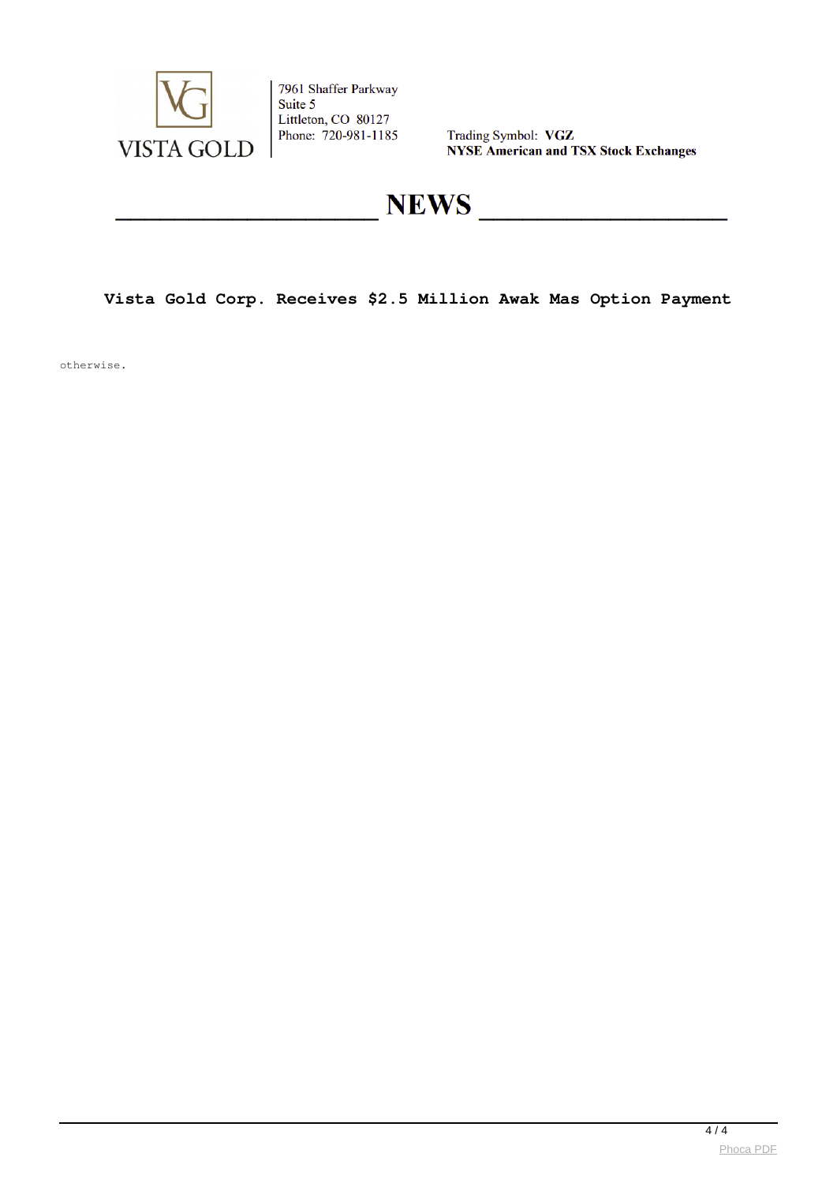7961 Shaffer Parkway
Suite 5
Littleton, CO 80127
Phone: 720-981-1185

Trading Symbol: **VGZ**
**NYSE American and TSX Stock Exchanges**

# NEWS

**Vista Gold Corp. Receives $2.5 Million Awak Mas Option Payment**

otherwise.